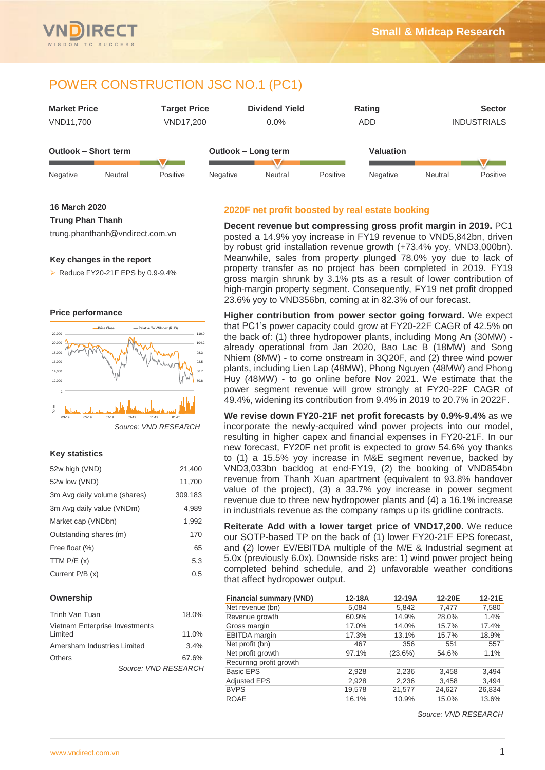# POWER CONSTRUCTION JSC NO.1 (PC1)

| Market Price | Target Price | Dividend Yield | Rating | Sector |
|---|---|---|---|---|
| VND11,700 | VND17,200 | 0.0% | ADD | INDUSTRIALS |

**Outlook – Short term:** Negative / Neutral / Positive (Positive)

**Outlook – Long term:** Negative / Neutral / Positive (Neutral)

**Valuation:** Negative / Neutral / Positive (Positive)

**16 March 2020**

**Trung Phan Thanh**

trung.phanthanh@vndirect.com.vn

### Key changes in the report

- Reduce FY20-21F EPS by 0.9-9.4%

### Price performance

*Source: VND RESEARCH*

### Key statistics

| | |
|---|---|
| 52w high (VND) | 21,400 |
| 52w low (VND) | 11,700 |
| 3m Avg daily volume (shares) | 309,183 |
| 3m Avg daily value (VNDm) | 4,989 |
| Market cap (VNDbn) | 1,992 |
| Outstanding shares (m) | 170 |
| Free float (%) | 65 |
| TTM P/E (x) | 5.3 |
| Current P/B (x) | 0.5 |

### Ownership

| | |
|---|---|
| Trinh Van Tuan | 18.0% |
| Vietnam Enterprise Investments Limited | 11.0% |
| Amersham Industries Limited | 3.4% |
| Others | 67.6% |

*Source: VND RESEARCH*

## 2020F net profit boosted by real estate booking

**Decent revenue but compressing gross profit margin in 2019.** PC1 posted a 14.9% yoy increase in FY19 revenue to VND5,842bn, driven by robust grid installation revenue growth (+73.4% yoy, VND3,000bn). Meanwhile, sales from property plunged 78.0% yoy due to lack of property transfer as no project has been completed in 2019. FY19 gross margin shrunk by 3.1% pts as a result of lower contribution of high-margin property segment. Consequently, FY19 net profit dropped 23.6% yoy to VND356bn, coming at in 82.3% of our forecast.

**Higher contribution from power sector going forward.** We expect that PC1's power capacity could grow at FY20-22F CAGR of 42.5% on the back of: (1) three hydropower plants, including Mong An (30MW) - already operational from Jan 2020, Bao Lac B (18MW) and Song Nhiem (8MW) - to come onstream in 3Q20F, and (2) three wind power plants, including Lien Lap (48MW), Phong Nguyen (48MW) and Phong Huy (48MW) - to go online before Nov 2021. We estimate that the power segment revenue will grow strongly at FY20-22F CAGR of 49.4%, widening its contribution from 9.4% in 2019 to 20.7% in 2022F.

**We revise down FY20-21F net profit forecasts by 0.9%-9.4%** as we incorporate the newly-acquired wind power projects into our model, resulting in higher capex and financial expenses in FY20-21F. In our new forecast, FY20F net profit is expected to grow 54.6% yoy thanks to (1) a 15.5% yoy increase in M&E segment revenue, backed by VND3,033bn backlog at end-FY19, (2) the booking of VND854bn revenue from Thanh Xuan apartment (equivalent to 93.8% handover value of the project), (3) a 33.7% yoy increase in power segment revenue due to three new hydropower plants and (4) a 16.1% increase in industrials revenue as the company ramps up its gridline contracts.

**Reiterate Add with a lower target price of VND17,200.** We reduce our SOTP-based TP on the back of (1) lower FY20-21F EPS forecast, and (2) lower EV/EBITDA multiple of the M/E & Industrial segment at 5.0x (previously 6.0x). Downside risks are: 1) wind power project being completed behind schedule, and 2) unfavorable weather conditions that affect hydropower output.

| Financial summary (VND) | 12-18A | 12-19A | 12-20E | 12-21E |
|---|---|---|---|---|
| Net revenue (bn) | 5,084 | 5,842 | 7,477 | 7,580 |
| Revenue growth | 60.9% | 14.9% | 28.0% | 1.4% |
| Gross margin | 17.0% | 14.0% | 15.7% | 17.4% |
| EBITDA margin | 17.3% | 13.1% | 15.7% | 18.9% |
| Net profit (bn) | 467 | 356 | 551 | 557 |
| Net profit growth | 97.1% | (23.6%) | 54.6% | 1.1% |
| Recurring profit growth | | | | |
| Basic EPS | 2,928 | 2,236 | 3,458 | 3,494 |
| Adjusted EPS | 2,928 | 2,236 | 3,458 | 3,494 |
| BVPS | 19,578 | 21,577 | 24,627 | 26,834 |
| ROAE | 16.1% | 10.9% | 15.0% | 13.6% |

*Source: VND RESEARCH*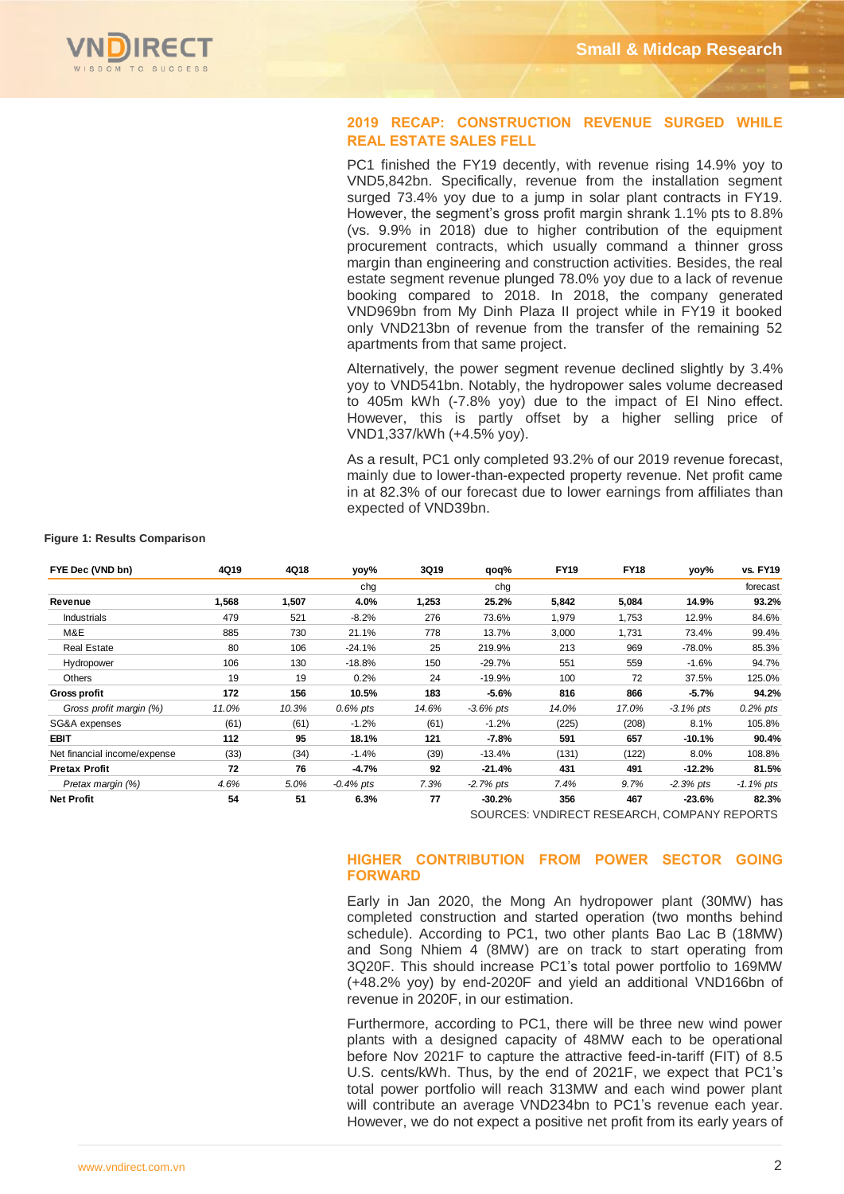## 2019 RECAP: CONSTRUCTION REVENUE SURGED WHILE REAL ESTATE SALES FELL

PC1 finished the FY19 decently, with revenue rising 14.9% yoy to VND5,842bn. Specifically, revenue from the installation segment surged 73.4% yoy due to a jump in solar plant contracts in FY19. However, the segment's gross profit margin shrank 1.1% pts to 8.8% (vs. 9.9% in 2018) due to higher contribution of the equipment procurement contracts, which usually command a thinner gross margin than engineering and construction activities. Besides, the real estate segment revenue plunged 78.0% yoy due to a lack of revenue booking compared to 2018. In 2018, the company generated VND969bn from My Dinh Plaza II project while in FY19 it booked only VND213bn of revenue from the transfer of the remaining 52 apartments from that same project.

Alternatively, the power segment revenue declined slightly by 3.4% yoy to VND541bn. Notably, the hydropower sales volume decreased to 405m kWh (-7.8% yoy) due to the impact of El Nino effect. However, this is partly offset by a higher selling price of VND1,337/kWh (+4.5% yoy).

As a result, PC1 only completed 93.2% of our 2019 revenue forecast, mainly due to lower-than-expected property revenue. Net profit came in at 82.3% of our forecast due to lower earnings from affiliates than expected of VND39bn.

**Figure 1: Results Comparison**

| FYE Dec (VND bn) | 4Q19 | 4Q18 | yoy% chg | 3Q19 | qoq% chg | FY19 | FY18 | yoy% | vs. FY19 forecast |
|---|---|---|---|---|---|---|---|---|---|
| **Revenue** | **1,568** | **1,507** | **4.0%** | **1,253** | **25.2%** | **5,842** | **5,084** | **14.9%** | **93.2%** |
| Industrials | 479 | 521 | -8.2% | 276 | 73.6% | 1,979 | 1,753 | 12.9% | 84.6% |
| M&E | 885 | 730 | 21.1% | 778 | 13.7% | 3,000 | 1,731 | 73.4% | 99.4% |
| Real Estate | 80 | 106 | -24.1% | 25 | 219.9% | 213 | 969 | -78.0% | 85.3% |
| Hydropower | 106 | 130 | -18.8% | 150 | -29.7% | 551 | 559 | -1.6% | 94.7% |
| Others | 19 | 19 | 0.2% | 24 | -19.9% | 100 | 72 | 37.5% | 125.0% |
| **Gross profit** | **172** | **156** | **10.5%** | **183** | **-5.6%** | **816** | **866** | **-5.7%** | **94.2%** |
| *Gross profit margin (%)* | *11.0%* | *10.3%* | *0.6% pts* | *14.6%* | *-3.6% pts* | *14.0%* | *17.0%* | *-3.1% pts* | *0.2% pts* |
| SG&A expenses | (61) | (61) | -1.2% | (61) | -1.2% | (225) | (208) | 8.1% | 105.8% |
| **EBIT** | **112** | **95** | **18.1%** | **121** | **-7.8%** | **591** | **657** | **-10.1%** | **90.4%** |
| Net financial income/expense | (33) | (34) | -1.4% | (39) | -13.4% | (131) | (122) | 8.0% | 108.8% |
| **Pretax Profit** | **72** | **76** | **-4.7%** | **92** | **-21.4%** | **431** | **491** | **-12.2%** | **81.5%** |
| *Pretax margin (%)* | *4.6%* | *5.0%* | *-0.4% pts* | *7.3%* | *-2.7% pts* | *7.4%* | *9.7%* | *-2.3% pts* | *-1.1% pts* |
| **Net Profit** | **54** | **51** | **6.3%** | **77** | **-30.2%** | **356** | **467** | **-23.6%** | **82.3%** |

SOURCES: VNDIRECT RESEARCH, COMPANY REPORTS

## HIGHER CONTRIBUTION FROM POWER SECTOR GOING FORWARD

Early in Jan 2020, the Mong An hydropower plant (30MW) has completed construction and started operation (two months behind schedule). According to PC1, two other plants Bao Lac B (18MW) and Song Nhiem 4 (8MW) are on track to start operating from 3Q20F. This should increase PC1's total power portfolio to 169MW (+48.2% yoy) by end-2020F and yield an additional VND166bn of revenue in 2020F, in our estimation.

Furthermore, according to PC1, there will be three new wind power plants with a designed capacity of 48MW each to be operational before Nov 2021F to capture the attractive feed-in-tariff (FIT) of 8.5 U.S. cents/kWh. Thus, by the end of 2021F, we expect that PC1's total power portfolio will reach 313MW and each wind power plant will contribute an average VND234bn to PC1's revenue each year. However, we do not expect a positive net profit from its early years of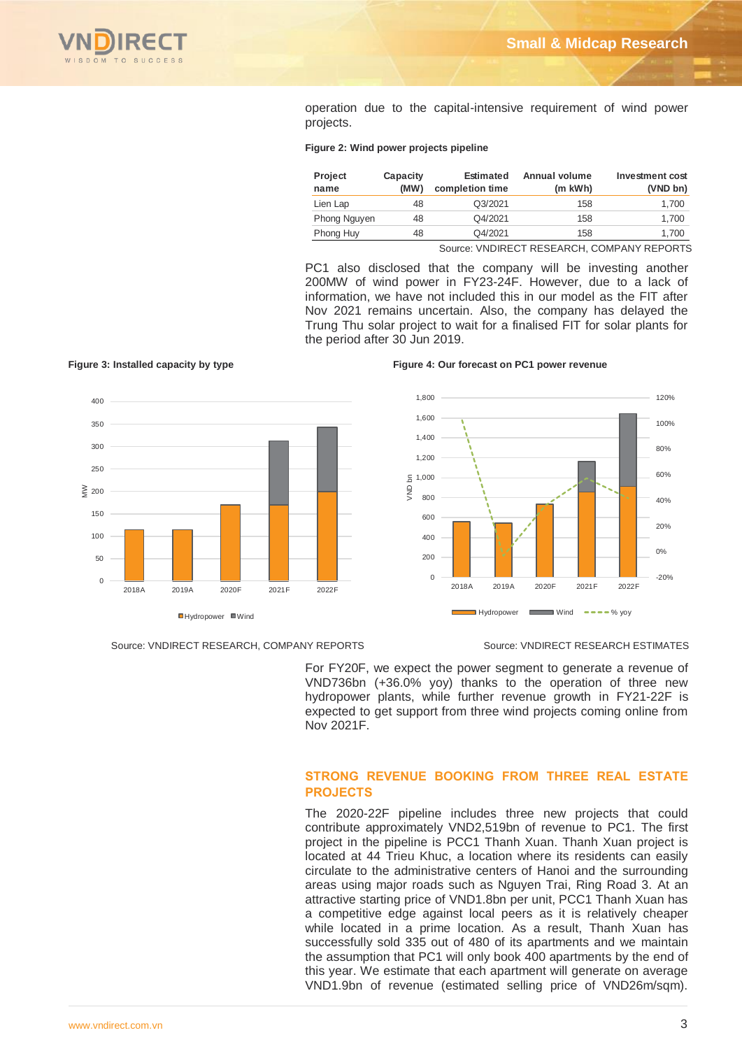operation due to the capital-intensive requirement of wind power projects.

**Figure 2: Wind power projects pipeline**

| Project name | Capacity (MW) | Estimated completion time | Annual volume (m kWh) | Investment cost (VND bn) |
|---|---|---|---|---|
| Lien Lap | 48 | Q3/2021 | 158 | 1,700 |
| Phong Nguyen | 48 | Q4/2021 | 158 | 1,700 |
| Phong Huy | 48 | Q4/2021 | 158 | 1,700 |

Source: VNDIRECT RESEARCH, COMPANY REPORTS

PC1 also disclosed that the company will be investing another 200MW of wind power in FY23-24F. However, due to a lack of information, we have not included this in our model as the FIT after Nov 2021 remains uncertain. Also, the company has delayed the Trung Thu solar project to wait for a finalised FIT for solar plants for the period after 30 Jun 2019.

**Figure 3: Installed capacity by type**

Source: VNDIRECT RESEARCH, COMPANY REPORTS

**Figure 4: Our forecast on PC1 power revenue**

Source: VNDIRECT RESEARCH ESTIMATES

For FY20F, we expect the power segment to generate a revenue of VND736bn (+36.0% yoy) thanks to the operation of three new hydropower plants, while further revenue growth in FY21-22F is expected to get support from three wind projects coming online from Nov 2021F.

## STRONG REVENUE BOOKING FROM THREE REAL ESTATE PROJECTS

The 2020-22F pipeline includes three new projects that could contribute approximately VND2,519bn of revenue to PC1. The first project in the pipeline is PCC1 Thanh Xuan. Thanh Xuan project is located at 44 Trieu Khuc, a location where its residents can easily circulate to the administrative centers of Hanoi and the surrounding areas using major roads such as Nguyen Trai, Ring Road 3. At an attractive starting price of VND1.8bn per unit, PCC1 Thanh Xuan has a competitive edge against local peers as it is relatively cheaper while located in a prime location. As a result, Thanh Xuan has successfully sold 335 out of 480 of its apartments and we maintain the assumption that PC1 will only book 400 apartments by the end of this year. We estimate that each apartment will generate on average VND1.9bn of revenue (estimated selling price of VND26m/sqm).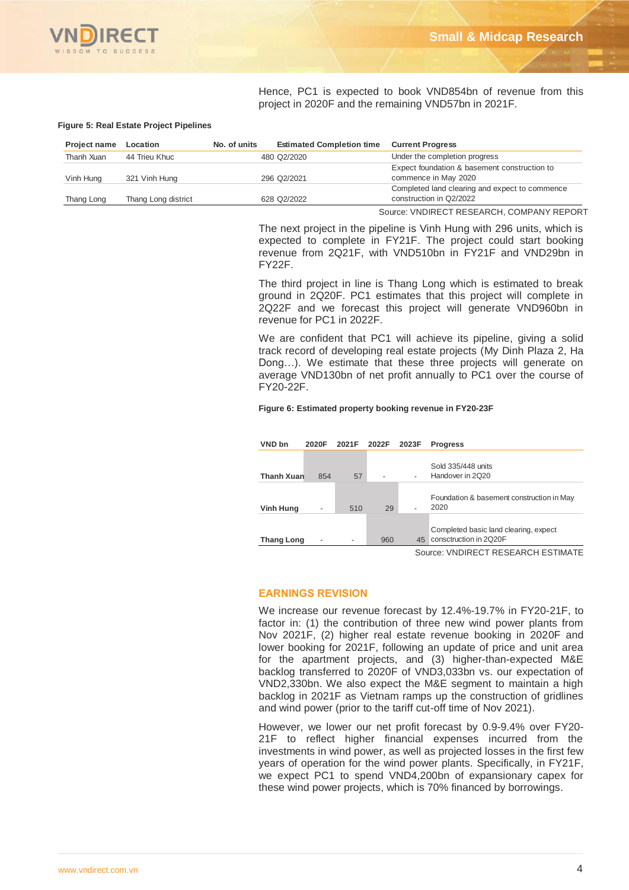Hence, PC1 is expected to book VND854bn of revenue from this project in 2020F and the remaining VND57bn in 2021F.

**Figure 5: Real Estate Project Pipelines**

| Project name | Location | No. of units | Estimated Completion time | Current Progress |
|---|---|---|---|---|
| Thanh Xuan | 44 Trieu Khuc | 480 | Q2/2020 | Under the completion progress |
| Vinh Hung | 321 Vinh Hung | 296 | Q2/2021 | Expect foundation & basement construction to commence in May 2020 |
| Thang Long | Thang Long district | 628 | Q2/2022 | Completed land clearing and expect to commence construction in Q2/2022 |

Source: VNDIRECT RESEARCH, COMPANY REPORT

The next project in the pipeline is Vinh Hung with 296 units, which is expected to complete in FY21F. The project could start booking revenue from 2Q21F, with VND510bn in FY21F and VND29bn in FY22F.

The third project in line is Thang Long which is estimated to break ground in 2Q20F. PC1 estimates that this project will complete in 2Q22F and we forecast this project will generate VND960bn in revenue for PC1 in 2022F.

We are confident that PC1 will achieve its pipeline, giving a solid track record of developing real estate projects (My Dinh Plaza 2, Ha Dong…). We estimate that these three projects will generate on average VND130bn of net profit annually to PC1 over the course of FY20-22F.

**Figure 6: Estimated property booking revenue in FY20-23F**

| VND bn | 2020F | 2021F | 2022F | 2023F | Progress |
|---|---|---|---|---|---|
| Thanh Xuan | 854 | 57 | - | - | Sold 335/448 units Handover in 2Q20 |
| Vinh Hung | - | 510 | 29 | - | Foundation & basement construction in May 2020 |
| Thang Long | - | - | 960 | 45 | Completed basic land clearing, expect consctruction in 2Q20F |

Source: VNDIRECT RESEARCH ESTIMATE

## EARNINGS REVISION

We increase our revenue forecast by 12.4%-19.7% in FY20-21F, to factor in: (1) the contribution of three new wind power plants from Nov 2021F, (2) higher real estate revenue booking in 2020F and lower booking for 2021F, following an update of price and unit area for the apartment projects, and (3) higher-than-expected M&E backlog transferred to 2020F of VND3,033bn vs. our expectation of VND2,330bn. We also expect the M&E segment to maintain a high backlog in 2021F as Vietnam ramps up the construction of gridlines and wind power (prior to the tariff cut-off time of Nov 2021).

However, we lower our net profit forecast by 0.9-9.4% over FY20-21F to reflect higher financial expenses incurred from the investments in wind power, as well as projected losses in the first few years of operation for the wind power plants. Specifically, in FY21F, we expect PC1 to spend VND4,200bn of expansionary capex for these wind power projects, which is 70% financed by borrowings.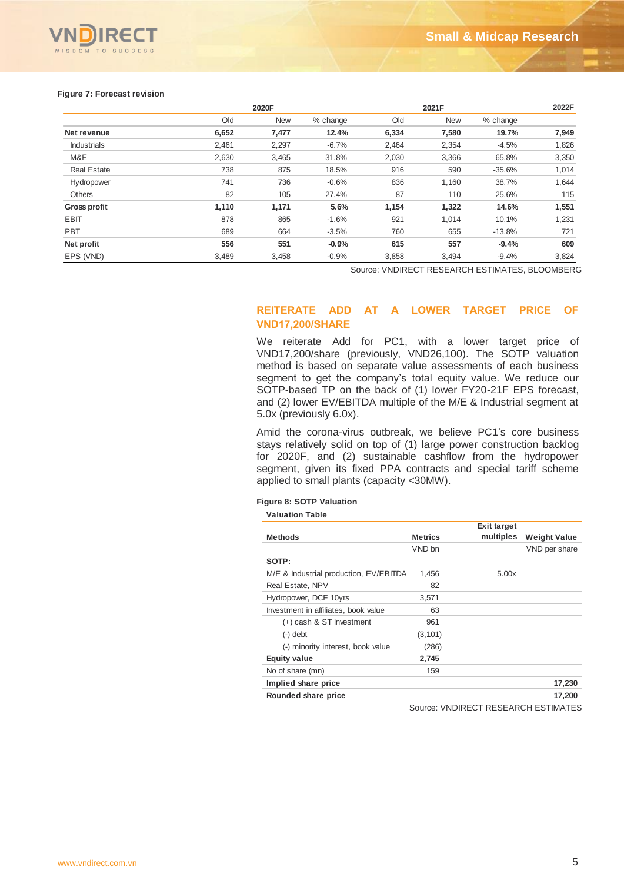**Figure 7: Forecast revision**

| | 2020F | | | 2021F | | | 2022F |
|---|---|---|---|---|---|---|---|
| | Old | New | % change | Old | New | % change | |
| **Net revenue** | **6,652** | **7,477** | **12.4%** | **6,334** | **7,580** | **19.7%** | **7,949** |
| Industrials | 2,461 | 2,297 | -6.7% | 2,464 | 2,354 | -4.5% | 1,826 |
| M&E | 2,630 | 3,465 | 31.8% | 2,030 | 3,366 | 65.8% | 3,350 |
| Real Estate | 738 | 875 | 18.5% | 916 | 590 | -35.6% | 1,014 |
| Hydropower | 741 | 736 | -0.6% | 836 | 1,160 | 38.7% | 1,644 |
| Others | 82 | 105 | 27.4% | 87 | 110 | 25.6% | 115 |
| **Gross profit** | **1,110** | **1,171** | **5.6%** | **1,154** | **1,322** | **14.6%** | **1,551** |
| EBIT | 878 | 865 | -1.6% | 921 | 1,014 | 10.1% | 1,231 |
| PBT | 689 | 664 | -3.5% | 760 | 655 | -13.8% | 721 |
| **Net profit** | **556** | **551** | **-0.9%** | **615** | **557** | **-9.4%** | **609** |
| EPS (VND) | 3,489 | 3,458 | -0.9% | 3,858 | 3,494 | -9.4% | 3,824 |

Source: VNDIRECT RESEARCH ESTIMATES, BLOOMBERG

## REITERATE ADD AT A LOWER TARGET PRICE OF VND17,200/SHARE

We reiterate Add for PC1, with a lower target price of VND17,200/share (previously, VND26,100). The SOTP valuation method is based on separate value assessments of each business segment to get the company's total equity value. We reduce our SOTP-based TP on the back of (1) lower FY20-21F EPS forecast, and (2) lower EV/EBITDA multiple of the M/E & Industrial segment at 5.0x (previously 6.0x).

Amid the corona-virus outbreak, we believe PC1's core business stays relatively solid on top of (1) large power construction backlog for 2020F, and (2) sustainable cashflow from the hydropower segment, given its fixed PPA contracts and special tariff scheme applied to small plants (capacity <30MW).

**Figure 8: SOTP Valuation**

**Valuation Table**

| **Methods** | **Metrics** | **Exit target multiples** | **Weight Value** |
|---|---|---|---|
| | VND bn | | VND per share |
| **SOTP:** | | | |
| M/E & Industrial production, EV/EBITDA | 1,456 | 5.00x | |
| Real Estate, NPV | 82 | | |
| Hydropower, DCF 10yrs | 3,571 | | |
| Investment in affiliates, book value | 63 | | |
| (+) cash & ST Investment | 961 | | |
| (-) debt | (3,101) | | |
| (-) minority interest, book value | (286) | | |
| **Equity value** | **2,745** | | |
| No of share (mn) | 159 | | |
| **Implied share price** | | | **17,230** |
| **Rounded share price** | | | **17,200** |

Source: VNDIRECT RESEARCH ESTIMATES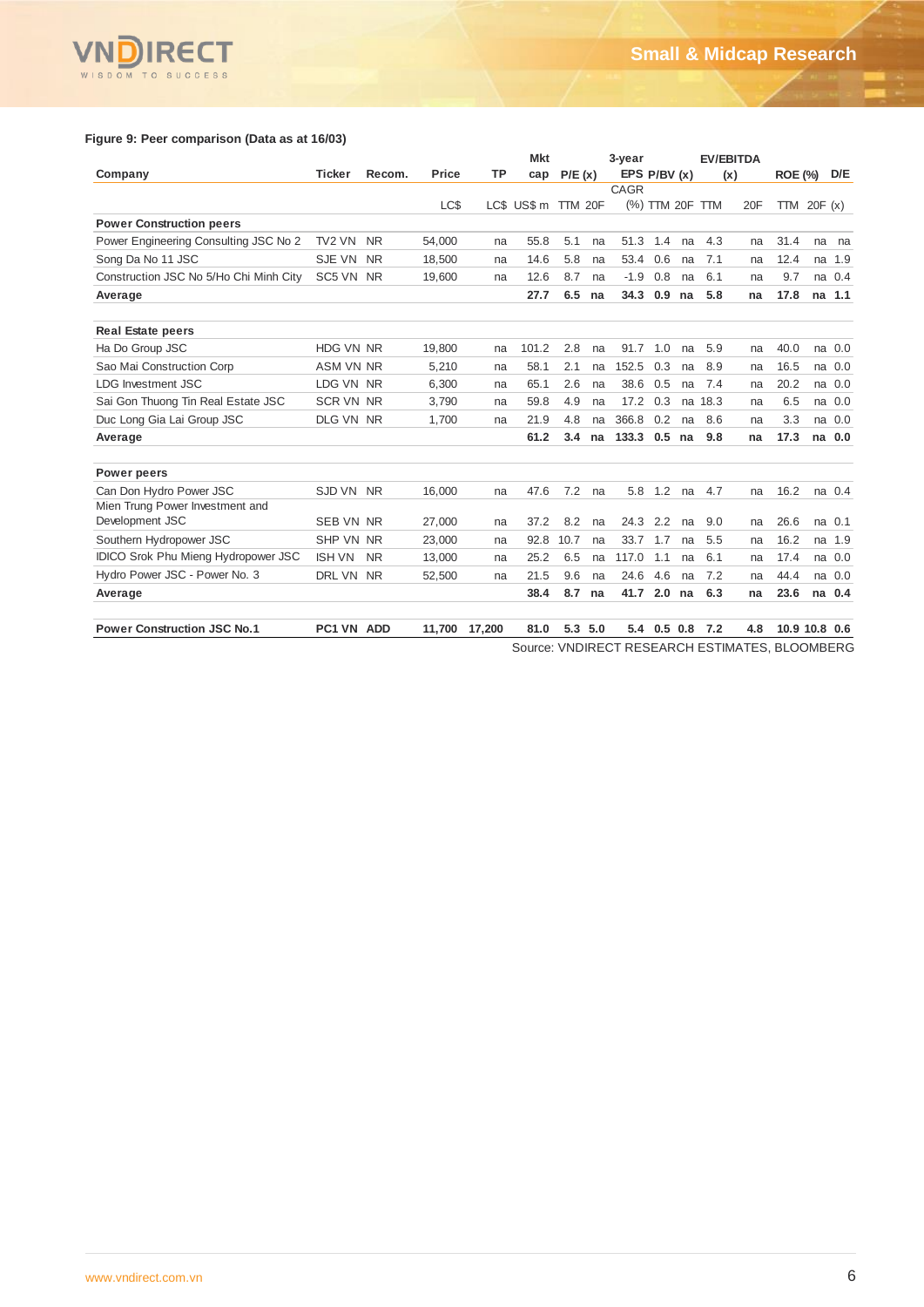**Figure 9: Peer comparison (Data as at 16/03)**

| Company | Ticker | Recom. | Price | TP | Mkt cap | P/E (x) | | 3-year EPS CAGR | P/BV (x) | | EV/EBITDA (x) | | ROE (%) | | D/E |
|---|---|---|---|---|---|---|---|---|---|---|---|---|---|---|---|
| | | | LC$ | LC$ | US$ m | TTM | 20F | (%) | TTM | 20F | TTM | 20F | TTM | 20F | (x) |
| **Power Construction peers** | | | | | | | | | | | | | | | |
| Power Engineering Consulting JSC No 2 | TV2 VN | NR | 54,000 | na | 55.8 | 5.1 | na | 51.3 | 1.4 | na | 4.3 | na | 31.4 | na | na |
| Song Da No 11 JSC | SJE VN | NR | 18,500 | na | 14.6 | 5.8 | na | 53.4 | 0.6 | na | 7.1 | na | 12.4 | na | 1.9 |
| Construction JSC No 5/Ho Chi Minh City | SC5 VN | NR | 19,600 | na | 12.6 | 8.7 | na | -1.9 | 0.8 | na | 6.1 | na | 9.7 | na | 0.4 |
| **Average** | | | | | **27.7** | **6.5** | **na** | **34.3** | **0.9** | **na** | **5.8** | **na** | **17.8** | **na** | **1.1** |
| **Real Estate peers** | | | | | | | | | | | | | | | |
| Ha Do Group JSC | HDG VN | NR | 19,800 | na | 101.2 | 2.8 | na | 91.7 | 1.0 | na | 5.9 | na | 40.0 | na | 0.0 |
| Sao Mai Construction Corp | ASM VN | NR | 5,210 | na | 58.1 | 2.1 | na | 152.5 | 0.3 | na | 8.9 | na | 16.5 | na | 0.0 |
| LDG Investment JSC | LDG VN | NR | 6,300 | na | 65.1 | 2.6 | na | 38.6 | 0.5 | na | 7.4 | na | 20.2 | na | 0.0 |
| Sai Gon Thuong Tin Real Estate JSC | SCR VN | NR | 3,790 | na | 59.8 | 4.9 | na | 17.2 | 0.3 | na | 18.3 | na | 6.5 | na | 0.0 |
| Duc Long Gia Lai Group JSC | DLG VN | NR | 1,700 | na | 21.9 | 4.8 | na | 366.8 | 0.2 | na | 8.6 | na | 3.3 | na | 0.0 |
| **Average** | | | | | **61.2** | **3.4** | **na** | **133.3** | **0.5** | **na** | **9.8** | **na** | **17.3** | **na** | **0.0** |
| **Power peers** | | | | | | | | | | | | | | | |
| Can Don Hydro Power JSC | SJD VN | NR | 16,000 | na | 47.6 | 7.2 | na | 5.8 | 1.2 | na | 4.7 | na | 16.2 | na | 0.4 |
| Mien Trung Power Investment and Development JSC | SEB VN | NR | 27,000 | na | 37.2 | 8.2 | na | 24.3 | 2.2 | na | 9.0 | na | 26.6 | na | 0.1 |
| Southern Hydropower JSC | SHP VN | NR | 23,000 | na | 92.8 | 10.7 | na | 33.7 | 1.7 | na | 5.5 | na | 16.2 | na | 1.9 |
| IDICO Srok Phu Mieng Hydropower JSC | ISH VN | NR | 13,000 | na | 25.2 | 6.5 | na | 117.0 | 1.1 | na | 6.1 | na | 17.4 | na | 0.0 |
| Hydro Power JSC - Power No. 3 | DRL VN | NR | 52,500 | na | 21.5 | 9.6 | na | 24.6 | 4.6 | na | 7.2 | na | 44.4 | na | 0.0 |
| **Average** | | | | | **38.4** | **8.7** | **na** | **41.7** | **2.0** | **na** | **6.3** | **na** | **23.6** | **na** | **0.4** |
| **Power Construction JSC No.1** | **PC1 VN** | **ADD** | **11,700** | **17,200** | **81.0** | **5.3** | **5.0** | **5.4** | **0.5** | **0.8** | **7.2** | **4.8** | **10.9** | **10.8** | **0.6** |

Source: VNDIRECT RESEARCH ESTIMATES, BLOOMBERG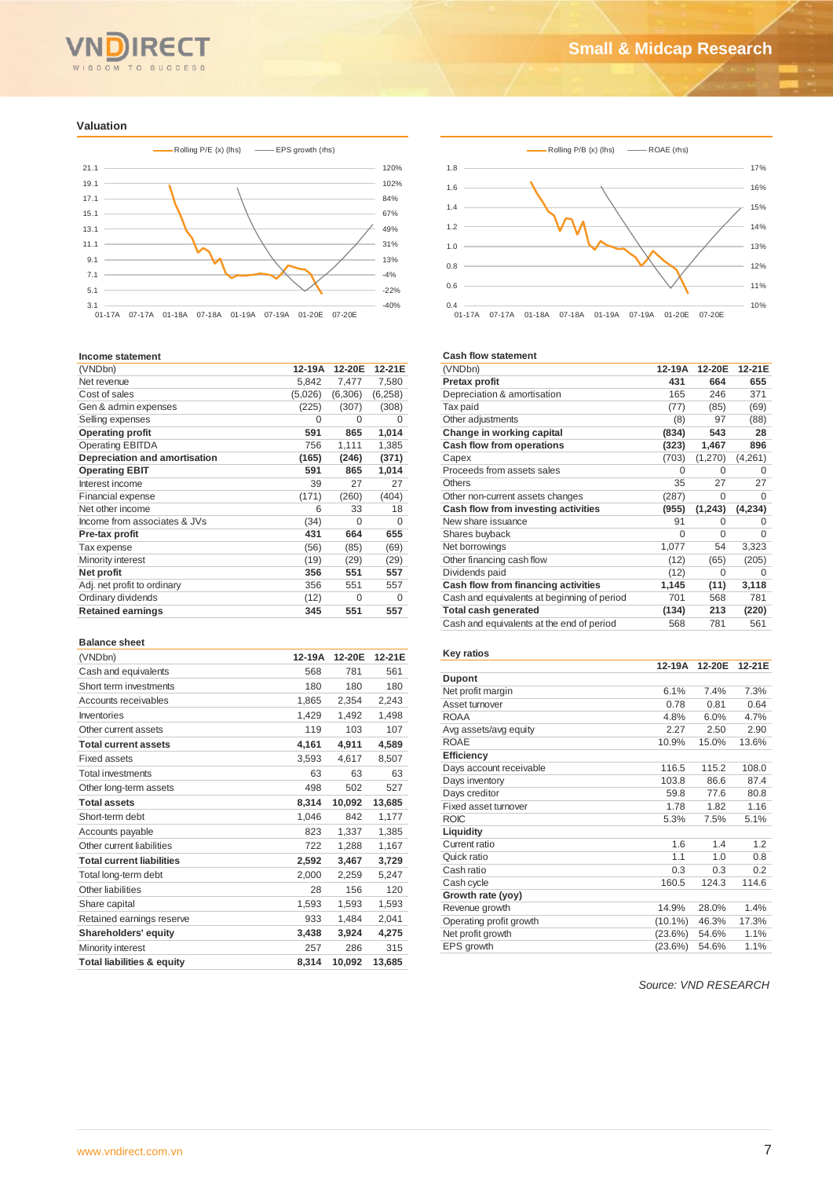## Valuation

Rolling P/E (x) (lhs) — EPS growth (rhs)

Rolling P/B (x) (lhs) — ROAE (rhs)

### Income statement

| (VNDbn) | 12-19A | 12-20E | 12-21E |
|---|---|---|---|
| Net revenue | 5,842 | 7,477 | 7,580 |
| Cost of sales | (5,026) | (6,306) | (6,258) |
| Gen & admin expenses | (225) | (307) | (308) |
| Selling expenses | 0 | 0 | 0 |
| **Operating profit** | **591** | **865** | **1,014** |
| Operating EBITDA | 756 | 1,111 | 1,385 |
| **Depreciation and amortisation** | **(165)** | **(246)** | **(371)** |
| **Operating EBIT** | **591** | **865** | **1,014** |
| Interest income | 39 | 27 | 27 |
| Financial expense | (171) | (260) | (404) |
| Net other income | 6 | 33 | 18 |
| Income from associates & JVs | (34) | 0 | 0 |
| **Pre-tax profit** | **431** | **664** | **655** |
| Tax expense | (56) | (85) | (69) |
| Minority interest | (19) | (29) | (29) |
| **Net profit** | **356** | **551** | **557** |
| Adj. net profit to ordinary | 356 | 551 | 557 |
| Ordinary dividends | (12) | 0 | 0 |
| **Retained earnings** | **345** | **551** | **557** |

### Balance sheet

| (VNDbn) | 12-19A | 12-20E | 12-21E |
|---|---|---|---|
| Cash and equivalents | 568 | 781 | 561 |
| Short term investments | 180 | 180 | 180 |
| Accounts receivables | 1,865 | 2,354 | 2,243 |
| Inventories | 1,429 | 1,492 | 1,498 |
| Other current assets | 119 | 103 | 107 |
| **Total current assets** | **4,161** | **4,911** | **4,589** |
| Fixed assets | 3,593 | 4,617 | 8,507 |
| Total investments | 63 | 63 | 63 |
| Other long-term assets | 498 | 502 | 527 |
| **Total assets** | **8,314** | **10,092** | **13,685** |
| Short-term debt | 1,046 | 842 | 1,177 |
| Accounts payable | 823 | 1,337 | 1,385 |
| Other current liabilities | 722 | 1,288 | 1,167 |
| **Total current liabilities** | **2,592** | **3,467** | **3,729** |
| Total long-term debt | 2,000 | 2,259 | 5,247 |
| Other liabilities | 28 | 156 | 120 |
| Share capital | 1,593 | 1,593 | 1,593 |
| Retained earnings reserve | 933 | 1,484 | 2,041 |
| **Shareholders' equity** | **3,438** | **3,924** | **4,275** |
| Minority interest | 257 | 286 | 315 |
| **Total liabilities & equity** | **8,314** | **10,092** | **13,685** |

### Cash flow statement

| (VNDbn) | 12-19A | 12-20E | 12-21E |
|---|---|---|---|
| **Pretax profit** | **431** | **664** | **655** |
| Depreciation & amortisation | 165 | 246 | 371 |
| Tax paid | (77) | (85) | (69) |
| Other adjustments | (8) | 97 | (88) |
| **Change in working capital** | **(834)** | **543** | **28** |
| **Cash flow from operations** | **(323)** | **1,467** | **896** |
| Capex | (703) | (1,270) | (4,261) |
| Proceeds from assets sales | 0 | 0 | 0 |
| Others | 35 | 27 | 27 |
| Other non-current assets changes | (287) | 0 | 0 |
| **Cash flow from investing activities** | **(955)** | **(1,243)** | **(4,234)** |
| New share issuance | 91 | 0 | 0 |
| Shares buyback | 0 | 0 | 0 |
| Net borrowings | 1,077 | 54 | 3,323 |
| Other financing cash flow | (12) | (65) | (205) |
| Dividends paid | (12) | 0 | 0 |
| **Cash flow from financing activities** | **1,145** | **(11)** | **3,118** |
| Cash and equivalents at beginning of period | 701 | 568 | 781 |
| **Total cash generated** | **(134)** | **213** | **(220)** |
| Cash and equivalents at the end of period | 568 | 781 | 561 |

### Key ratios

| | 12-19A | 12-20E | 12-21E |
|---|---|---|---|
| **Dupont** | | | |
| Net profit margin | 6.1% | 7.4% | 7.3% |
| Asset turnover | 0.78 | 0.81 | 0.64 |
| ROAA | 4.8% | 6.0% | 4.7% |
| Avg assets/avg equity | 2.27 | 2.50 | 2.90 |
| ROAE | 10.9% | 15.0% | 13.6% |
| **Efficiency** | | | |
| Days account receivable | 116.5 | 115.2 | 108.0 |
| Days inventory | 103.8 | 86.6 | 87.4 |
| Days creditor | 59.8 | 77.6 | 80.8 |
| Fixed asset turnover | 1.78 | 1.82 | 1.16 |
| ROIC | 5.3% | 7.5% | 5.1% |
| **Liquidity** | | | |
| Current ratio | 1.6 | 1.4 | 1.2 |
| Quick ratio | 1.1 | 1.0 | 0.8 |
| Cash ratio | 0.3 | 0.3 | 0.2 |
| Cash cycle | 160.5 | 124.3 | 114.6 |
| **Growth rate (yoy)** | | | |
| Revenue growth | 14.9% | 28.0% | 1.4% |
| Operating profit growth | (10.1%) | 46.3% | 17.3% |
| Net profit growth | (23.6%) | 54.6% | 1.1% |
| EPS growth | (23.6%) | 54.6% | 1.1% |

*Source: VND RESEARCH*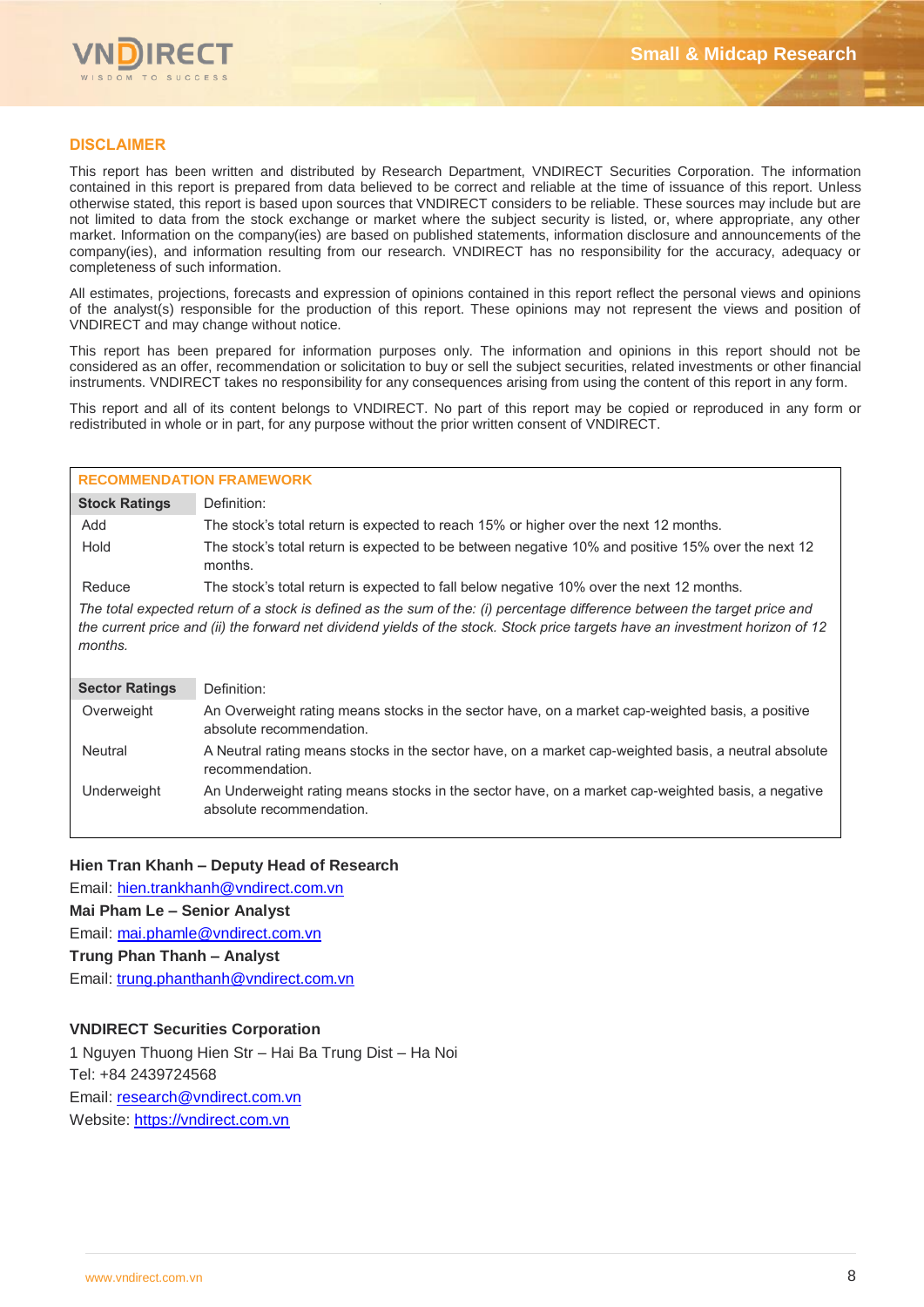## DISCLAIMER

This report has been written and distributed by Research Department, VNDIRECT Securities Corporation. The information contained in this report is prepared from data believed to be correct and reliable at the time of issuance of this report. Unless otherwise stated, this report is based upon sources that VNDIRECT considers to be reliable. These sources may include but are not limited to data from the stock exchange or market where the subject security is listed, or, where appropriate, any other market. Information on the company(ies) are based on published statements, information disclosure and announcements of the company(ies), and information resulting from our research. VNDIRECT has no responsibility for the accuracy, adequacy or completeness of such information.

All estimates, projections, forecasts and expression of opinions contained in this report reflect the personal views and opinions of the analyst(s) responsible for the production of this report. These opinions may not represent the views and position of VNDIRECT and may change without notice.

This report has been prepared for information purposes only. The information and opinions in this report should not be considered as an offer, recommendation or solicitation to buy or sell the subject securities, related investments or other financial instruments. VNDIRECT takes no responsibility for any consequences arising from using the content of this report in any form.

This report and all of its content belongs to VNDIRECT. No part of this report may be copied or reproduced in any form or redistributed in whole or in part, for any purpose without the prior written consent of VNDIRECT.

### RECOMMENDATION FRAMEWORK

| **Stock Ratings** | Definition: |
|---|---|
| Add | The stock's total return is expected to reach 15% or higher over the next 12 months. |
| Hold | The stock's total return is expected to be between negative 10% and positive 15% over the next 12 months. |
| Reduce | The stock's total return is expected to fall below negative 10% over the next 12 months. |

*The total expected return of a stock is defined as the sum of the: (i) percentage difference between the target price and the current price and (ii) the forward net dividend yields of the stock. Stock price targets have an investment horizon of 12 months.*

| **Sector Ratings** | Definition: |
|---|---|
| Overweight | An Overweight rating means stocks in the sector have, on a market cap-weighted basis, a positive absolute recommendation. |
| Neutral | A Neutral rating means stocks in the sector have, on a market cap-weighted basis, a neutral absolute recommendation. |
| Underweight | An Underweight rating means stocks in the sector have, on a market cap-weighted basis, a negative absolute recommendation. |

**Hien Tran Khanh – Deputy Head of Research**
Email: hien.trankhanh@vndirect.com.vn
**Mai Pham Le – Senior Analyst**
Email: mai.phamle@vndirect.com.vn
**Trung Phan Thanh – Analyst**
Email: trung.phanthanh@vndirect.com.vn

**VNDIRECT Securities Corporation**
1 Nguyen Thuong Hien Str – Hai Ba Trung Dist – Ha Noi
Tel: +84 2439724568
Email: research@vndirect.com.vn
Website: https://vndirect.com.vn